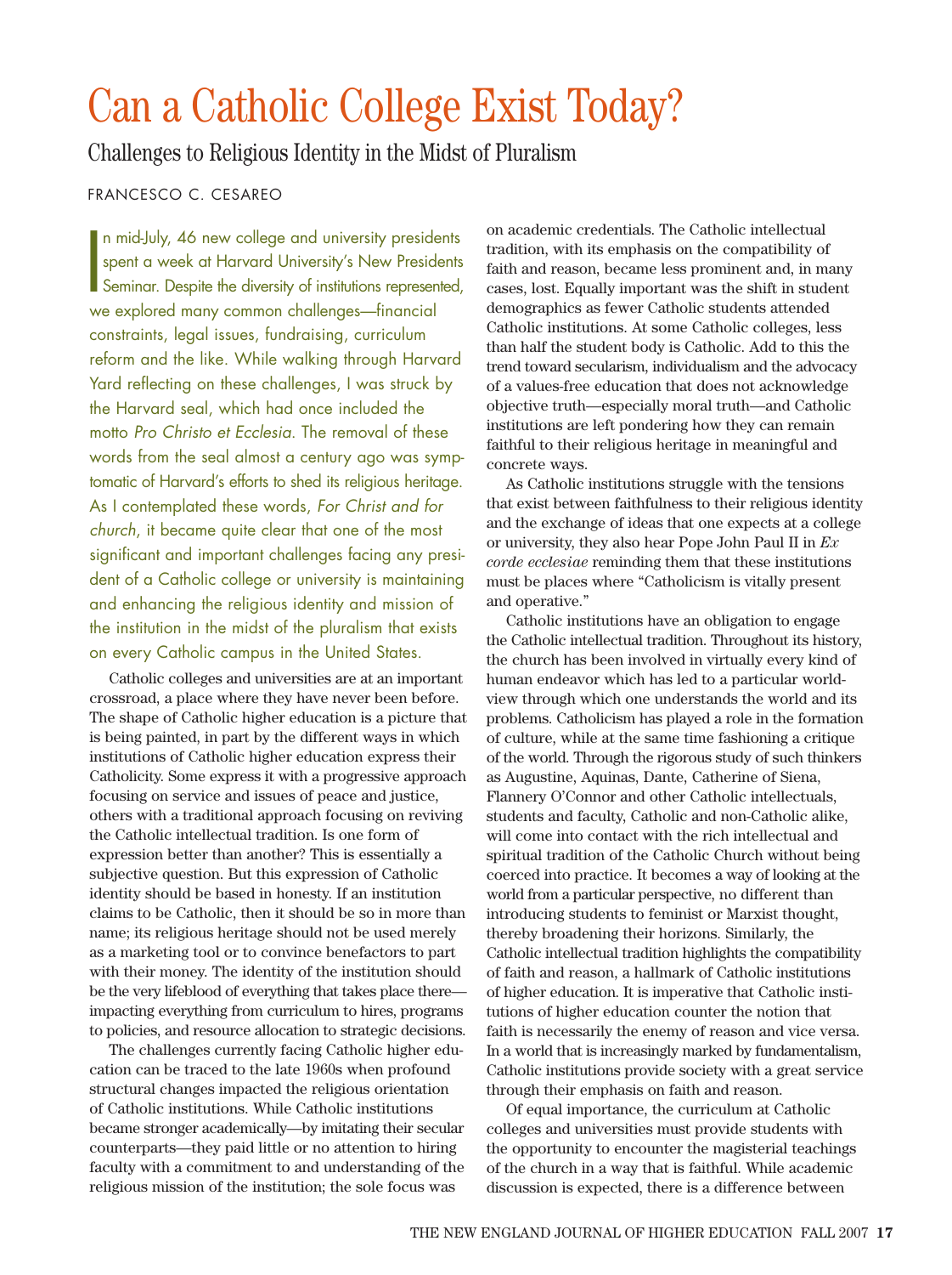# Can a Catholic College Exist Today?

## Challenges to Religious Identity in the Midst of Pluralism

FRANCESCO C. CESAREO

In mid-July, 46 new college and university presidents spent a week at Harvard University's New Presidents Seminar. Despite the diversity of institutions represented, we explored many common challenges—financial constraints, legal issues, fundraising, curriculum reform and the like. While walking through Harvard Yard reflecting on these challenges, I was struck by the Harvard seal, which had once included the motto *Pro Christo et Ecclesia*. The removal of these words from the seal almost a century ago was symptomatic of Harvard's efforts to shed its religious heritage. As I contemplated these words, *For Christ and for church*, it became quite clear that one of the most significant and important challenges facing any president of a Catholic college or university is maintaining and enhancing the religious identity and mission of the institution in the midst of the pluralism that exists on every Catholic campus in the United States.

Catholic colleges and universities are at an important crossroad, a place where they have never been before. The shape of Catholic higher education is a picture that is being painted, in part by the different ways in which institutions of Catholic higher education express their Catholicity. Some express it with a progressive approach focusing on service and issues of peace and justice, others with a traditional approach focusing on reviving the Catholic intellectual tradition. Is one form of expression better than another? This is essentially a subjective question. But this expression of Catholic identity should be based in honesty. If an institution claims to be Catholic, then it should be so in more than name; its religious heritage should not be used merely as a marketing tool or to convince benefactors to part with their money. The identity of the institution should be the very lifeblood of everything that takes place there—impacting everything from curriculum to hires, programs to policies, and resource allocation to strategic decisions.

The challenges currently facing Catholic higher education can be traced to the late 1960s when profound structural changes impacted the religious orientation of Catholic institutions. While Catholic institutions became stronger academically—by imitating their secular counterparts—they paid little or no attention to hiring faculty with a commitment to and understanding of the religious mission of the institution; the sole focus was on academic credentials. The Catholic intellectual tradition, with its emphasis on the compatibility of faith and reason, became less prominent and, in many cases, lost. Equally important was the shift in student demographics as fewer Catholic students attended Catholic institutions. At some Catholic colleges, less than half the student body is Catholic. Add to this the trend toward secularism, individualism and the advocacy of a values-free education that does not acknowledge objective truth—especially moral truth—and Catholic institutions are left pondering how they can remain faithful to their religious heritage in meaningful and concrete ways.

As Catholic institutions struggle with the tensions that exist between faithfulness to their religious identity and the exchange of ideas that one expects at a college or university, they also hear Pope John Paul II in *Ex corde ecclesiae* reminding them that these institutions must be places where "Catholicism is vitally present and operative."

Catholic institutions have an obligation to engage the Catholic intellectual tradition. Throughout its history, the church has been involved in virtually every kind of human endeavor which has led to a particular worldview through which one understands the world and its problems. Catholicism has played a role in the formation of culture, while at the same time fashioning a critique of the world. Through the rigorous study of such thinkers as Augustine, Aquinas, Dante, Catherine of Siena, Flannery O'Connor and other Catholic intellectuals, students and faculty, Catholic and non-Catholic alike, will come into contact with the rich intellectual and spiritual tradition of the Catholic Church without being coerced into practice. It becomes a way of looking at the world from a particular perspective, no different than introducing students to feminist or Marxist thought, thereby broadening their horizons. Similarly, the Catholic intellectual tradition highlights the compatibility of faith and reason, a hallmark of Catholic institutions of higher education. It is imperative that Catholic institutions of higher education counter the notion that faith is necessarily the enemy of reason and vice versa. In a world that is increasingly marked by fundamentalism, Catholic institutions provide society with a great service through their emphasis on faith and reason.

Of equal importance, the curriculum at Catholic colleges and universities must provide students with the opportunity to encounter the magisterial teachings of the church in a way that is faithful. While academic discussion is expected, there is a difference between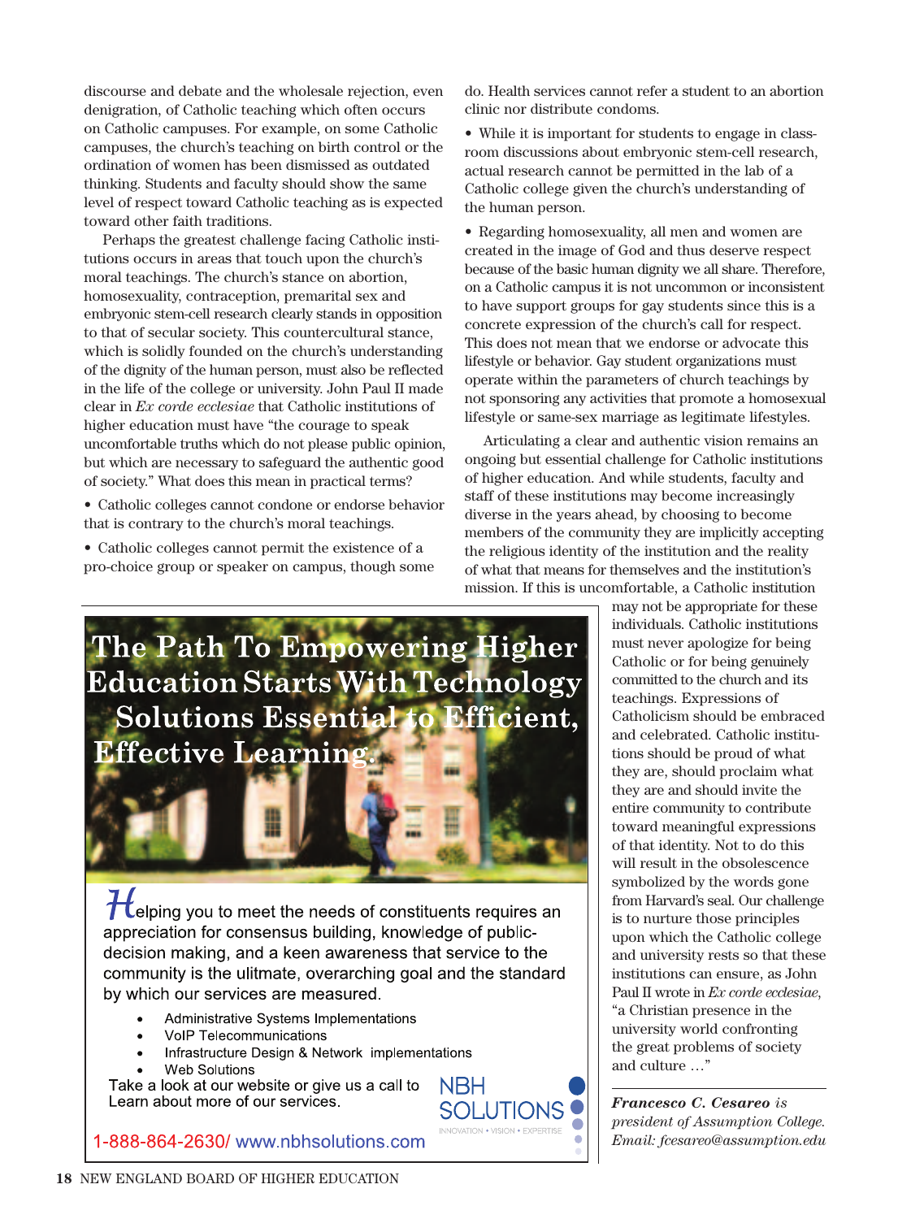discourse and debate and the wholesale rejection, even denigration, of Catholic teaching which often occurs on Catholic campuses. For example, on some Catholic campuses, the church's teaching on birth control or the ordination of women has been dismissed as outdated thinking. Students and faculty should show the same level of respect toward Catholic teaching as is expected toward other faith traditions.

Perhaps the greatest challenge facing Catholic institutions occurs in areas that touch upon the church's moral teachings. The church's stance on abortion, homosexuality, contraception, premarital sex and embryonic stem-cell research clearly stands in opposition to that of secular society. This countercultural stance, which is solidly founded on the church's understanding of the dignity of the human person, must also be reflected in the life of the college or university. John Paul II made clear in *Ex corde ecclesiae* that Catholic institutions of higher education must have "the courage to speak uncomfortable truths which do not please public opinion, but which are necessary to safeguard the authentic good of society." What does this mean in practical terms?

- Catholic colleges cannot condone or endorse behavior that is contrary to the church's moral teachings.
- Catholic colleges cannot permit the existence of a pro-choice group or speaker on campus, though some do. Health services cannot refer a student to an abortion clinic nor distribute condoms.
- While it is important for students to engage in classroom discussions about embryonic stem-cell research, actual research cannot be permitted in the lab of a Catholic college given the church's understanding of the human person.
- Regarding homosexuality, all men and women are created in the image of God and thus deserve respect because of the basic human dignity we all share. Therefore, on a Catholic campus it is not uncommon or inconsistent to have support groups for gay students since this is a concrete expression of the church's call for respect. This does not mean that we endorse or advocate this lifestyle or behavior. Gay student organizations must operate within the parameters of church teachings by not sponsoring any activities that promote a homosexual lifestyle or same-sex marriage as legitimate lifestyles.

Articulating a clear and authentic vision remains an ongoing but essential challenge for Catholic institutions of higher education. And while students, faculty and staff of these institutions may become increasingly diverse in the years ahead, by choosing to become members of the community they are implicitly accepting the religious identity of the institution and the reality of what that means for themselves and the institution's mission. If this is uncomfortable, a Catholic institution may not be appropriate for these individuals. Catholic institutions must never apologize for being Catholic or for being genuinely committed to the church and its teachings. Expressions of Catholicism should be embraced and celebrated. Catholic institutions should be proud of what they are, should proclaim what they are and should invite the entire community to contribute toward meaningful expressions of that identity. Not to do this will result in the obsolescence symbolized by the words gone from Harvard's seal. Our challenge is to nurture those principles upon which the Catholic college and university rests so that these institutions can ensure, as John Paul II wrote in *Ex corde ecclesiae*, "a Christian presence in the university world confronting the great problems of society and culture …"

***Francesco C. Cesareo*** *is president of Assumption College. Email: fcesareo@assumption.edu*

---

**The Path To Empowering Higher Education Starts With Technology Solutions Essential to Efficient, Effective Learning.**

Helping you to meet the needs of constituents requires an appreciation for consensus building, knowledge of public-decision making, and a keen awareness that service to the community is the ulitmate, overarching goal and the standard by which our services are measured.

- Administrative Systems Implementations
- VoIP Telecommunications
- Infrastructure Design & Network implementations
- Web Solutions

Take a look at our website or give us a call to Learn about more of our services.

NBH SOLUTIONS
INNOVATION • VISION • EXPERTISE

1-888-864-2630/ www.nbhsolutions.com